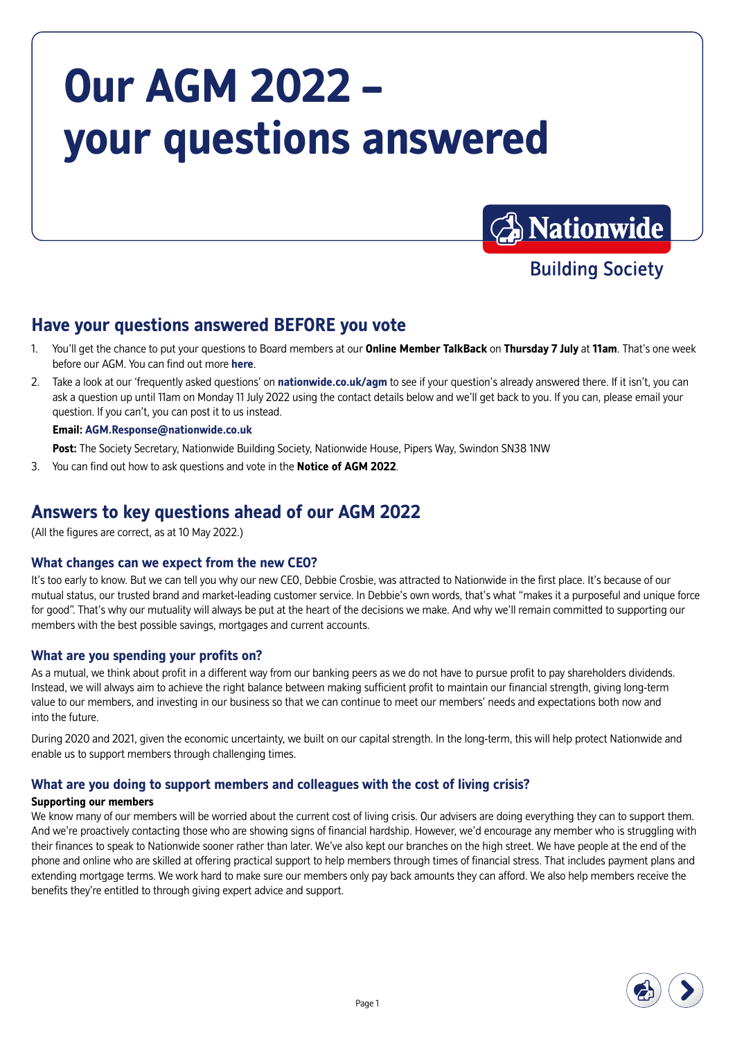# Our AGM 2022 – your questions answered

Nationwide Building Society

## Have your questions answered BEFORE you vote

1. You'll get the chance to put your questions to Board members at our **Online Member TalkBack** on **Thursday 7 July** at **11am**. That's one week before our AGM. You can find out more **here**.
2. Take a look at our 'frequently asked questions' on **nationwide.co.uk/agm** to see if your question's already answered there. If it isn't, you can ask a question up until 11am on Monday 11 July 2022 using the contact details below and we'll get back to you. If you can, please email your question. If you can't, you can post it to us instead.

   **Email: AGM.Response@nationwide.co.uk**

   **Post:** The Society Secretary, Nationwide Building Society, Nationwide House, Pipers Way, Swindon SN38 1NW
3. You can find out how to ask questions and vote in the **Notice of AGM 2022**.

## Answers to key questions ahead of our AGM 2022

(All the figures are correct, as at 10 May 2022.)

### What changes can we expect from the new CEO?

It's too early to know. But we can tell you why our new CEO, Debbie Crosbie, was attracted to Nationwide in the first place. It's because of our mutual status, our trusted brand and market-leading customer service. In Debbie's own words, that's what "makes it a purposeful and unique force for good". That's why our mutuality will always be put at the heart of the decisions we make. And why we'll remain committed to supporting our members with the best possible savings, mortgages and current accounts.

### What are you spending your profits on?

As a mutual, we think about profit in a different way from our banking peers as we do not have to pursue profit to pay shareholders dividends. Instead, we will always aim to achieve the right balance between making sufficient profit to maintain our financial strength, giving long-term value to our members, and investing in our business so that we can continue to meet our members' needs and expectations both now and into the future.

During 2020 and 2021, given the economic uncertainty, we built on our capital strength. In the long-term, this will help protect Nationwide and enable us to support members through challenging times.

### What are you doing to support members and colleagues with the cost of living crisis?

**Supporting our members**

We know many of our members will be worried about the current cost of living crisis. Our advisers are doing everything they can to support them. And we're proactively contacting those who are showing signs of financial hardship. However, we'd encourage any member who is struggling with their finances to speak to Nationwide sooner rather than later. We've also kept our branches on the high street. We have people at the end of the phone and online who are skilled at offering practical support to help members through times of financial stress. That includes payment plans and extending mortgage terms. We work hard to make sure our members only pay back amounts they can afford. We also help members receive the benefits they're entitled to through giving expert advice and support.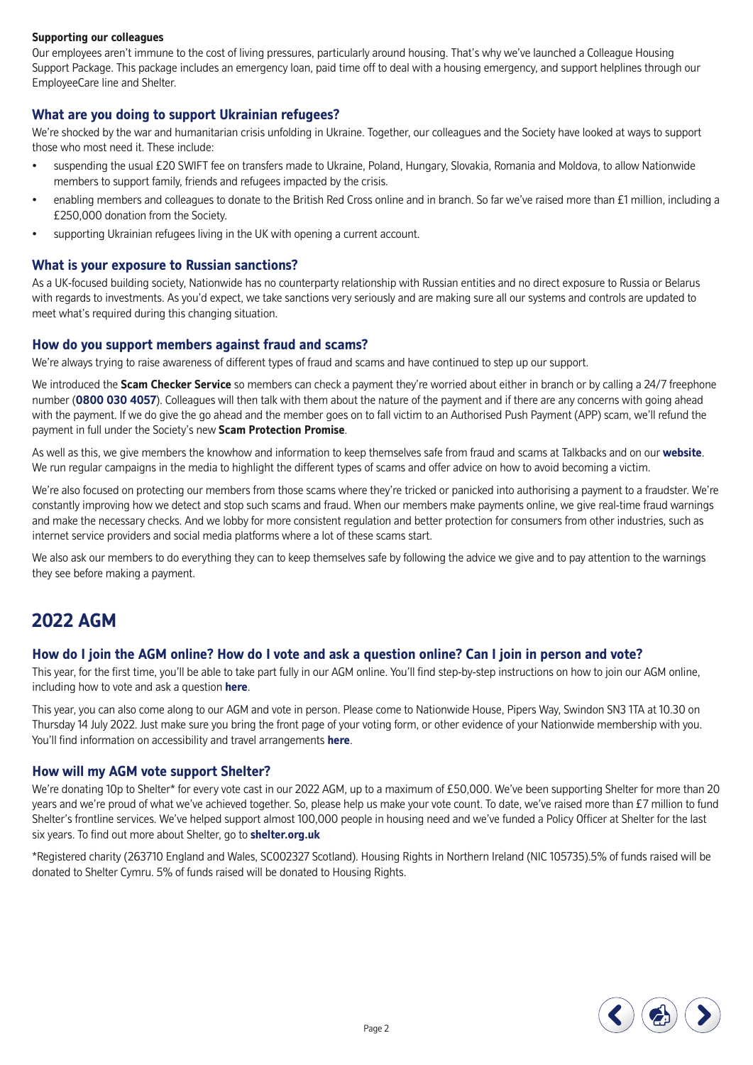**Supporting our colleagues**

Our employees aren't immune to the cost of living pressures, particularly around housing. That's why we've launched a Colleague Housing Support Package. This package includes an emergency loan, paid time off to deal with a housing emergency, and support helplines through our EmployeeCare line and Shelter.

### What are you doing to support Ukrainian refugees?

We're shocked by the war and humanitarian crisis unfolding in Ukraine. Together, our colleagues and the Society have looked at ways to support those who most need it. These include:

- suspending the usual £20 SWIFT fee on transfers made to Ukraine, Poland, Hungary, Slovakia, Romania and Moldova, to allow Nationwide members to support family, friends and refugees impacted by the crisis.
- enabling members and colleagues to donate to the British Red Cross online and in branch. So far we've raised more than £1 million, including a £250,000 donation from the Society.
- supporting Ukrainian refugees living in the UK with opening a current account.

### What is your exposure to Russian sanctions?

As a UK-focused building society, Nationwide has no counterparty relationship with Russian entities and no direct exposure to Russia or Belarus with regards to investments. As you'd expect, we take sanctions very seriously and are making sure all our systems and controls are updated to meet what's required during this changing situation.

### How do you support members against fraud and scams?

We're always trying to raise awareness of different types of fraud and scams and have continued to step up our support.

We introduced the **Scam Checker Service** so members can check a payment they're worried about either in branch or by calling a 24/7 freephone number (**0800 030 4057**). Colleagues will then talk with them about the nature of the payment and if there are any concerns with going ahead with the payment. If we do give the go ahead and the member goes on to fall victim to an Authorised Push Payment (APP) scam, we'll refund the payment in full under the Society's new **Scam Protection Promise**.

As well as this, we give members the knowhow and information to keep themselves safe from fraud and scams at Talkbacks and on our **website**. We run regular campaigns in the media to highlight the different types of scams and offer advice on how to avoid becoming a victim.

We're also focused on protecting our members from those scams where they're tricked or panicked into authorising a payment to a fraudster. We're constantly improving how we detect and stop such scams and fraud. When our members make payments online, we give real-time fraud warnings and make the necessary checks. And we lobby for more consistent regulation and better protection for consumers from other industries, such as internet service providers and social media platforms where a lot of these scams start.

We also ask our members to do everything they can to keep themselves safe by following the advice we give and to pay attention to the warnings they see before making a payment.

## 2022 AGM

### How do I join the AGM online? How do I vote and ask a question online? Can I join in person and vote?

This year, for the first time, you'll be able to take part fully in our AGM online. You'll find step-by-step instructions on how to join our AGM online, including how to vote and ask a question **here**.

This year, you can also come along to our AGM and vote in person. Please come to Nationwide House, Pipers Way, Swindon SN3 1TA at 10.30 on Thursday 14 July 2022. Just make sure you bring the front page of your voting form, or other evidence of your Nationwide membership with you. You'll find information on accessibility and travel arrangements **here**.

### How will my AGM vote support Shelter?

We're donating 10p to Shelter* for every vote cast in our 2022 AGM, up to a maximum of £50,000. We've been supporting Shelter for more than 20 years and we're proud of what we've achieved together. So, please help us make your vote count. To date, we've raised more than £7 million to fund Shelter's frontline services. We've helped support almost 100,000 people in housing need and we've funded a Policy Officer at Shelter for the last six years. To find out more about Shelter, go to **shelter.org.uk**

*Registered charity (263710 England and Wales, SC002327 Scotland). Housing Rights in Northern Ireland (NIC 105735).5% of funds raised will be donated to Shelter Cymru. 5% of funds raised will be donated to Housing Rights.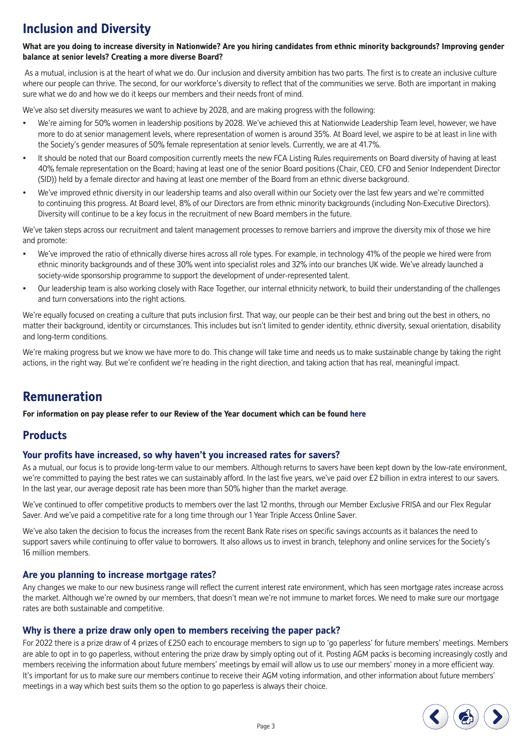## Inclusion and Diversity

**What are you doing to increase diversity in Nationwide? Are you hiring candidates from ethnic minority backgrounds? Improving gender balance at senior levels? Creating a more diverse Board?**

As a mutual, inclusion is at the heart of what we do. Our inclusion and diversity ambition has two parts. The first is to create an inclusive culture where our people can thrive. The second, for our workforce's diversity to reflect that of the communities we serve. Both are important in making sure what we do and how we do it keeps our members and their needs front of mind.

We've also set diversity measures we want to achieve by 2028, and are making progress with the following:

- We're aiming for 50% women in leadership positions by 2028. We've achieved this at Nationwide Leadership Team level, however, we have more to do at senior management levels, where representation of women is around 35%. At Board level, we aspire to be at least in line with the Society's gender measures of 50% female representation at senior levels. Currently, we are at 41.7%.
- It should be noted that our Board composition currently meets the new FCA Listing Rules requirements on Board diversity of having at least 40% female representation on the Board; having at least one of the senior Board positions (Chair, CEO, CFO and Senior Independent Director (SID)) held by a female director and having at least one member of the Board from an ethnic diverse background.
- We've improved ethnic diversity in our leadership teams and also overall within our Society over the last few years and we're committed to continuing this progress. At Board level, 8% of our Directors are from ethnic minority backgrounds (including Non-Executive Directors). Diversity will continue to be a key focus in the recruitment of new Board members in the future.

We've taken steps across our recruitment and talent management processes to remove barriers and improve the diversity mix of those we hire and promote:

- We've improved the ratio of ethnically diverse hires across all role types. For example, in technology 41% of the people we hired were from ethnic minority backgrounds and of these 30% went into specialist roles and 32% into our branches UK wide. We've already launched a society-wide sponsorship programme to support the development of under-represented talent.
- Our leadership team is also working closely with Race Together, our internal ethnicity network, to build their understanding of the challenges and turn conversations into the right actions.

We're equally focused on creating a culture that puts inclusion first. That way, our people can be their best and bring out the best in others, no matter their background, identity or circumstances. This includes but isn't limited to gender identity, ethnic diversity, sexual orientation, disability and long-term conditions.

We're making progress but we know we have more to do. This change will take time and needs us to make sustainable change by taking the right actions, in the right way. But we're confident we're heading in the right direction, and taking action that has real, meaningful impact.

## Remuneration

**For information on pay please refer to our Review of the Year document which can be found here**

## Products

### Your profits have increased, so why haven't you increased rates for savers?

As a mutual, our focus is to provide long-term value to our members. Although returns to savers have been kept down by the low-rate environment, we're committed to paying the best rates we can sustainably afford. In the last five years, we've paid over £2 billion in extra interest to our savers. In the last year, our average deposit rate has been more than 50% higher than the market average.

We've continued to offer competitive products to members over the last 12 months, through our Member Exclusive FRISA and our Flex Regular Saver. And we've paid a competitive rate for a long time through our 1 Year Triple Access Online Saver.

We've also taken the decision to focus the increases from the recent Bank Rate rises on specific savings accounts as it balances the need to support savers while continuing to offer value to borrowers. It also allows us to invest in branch, telephony and online services for the Society's 16 million members.

### Are you planning to increase mortgage rates?

Any changes we make to our new business range will reflect the current interest rate environment, which has seen mortgage rates increase across the market. Although we're owned by our members, that doesn't mean we're not immune to market forces. We need to make sure our mortgage rates are both sustainable and competitive.

### Why is there a prize draw only open to members receiving the paper pack?

For 2022 there is a prize draw of 4 prizes of £250 each to encourage members to sign up to 'go paperless' for future members' meetings. Members are able to opt in to go paperless, without entering the prize draw by simply opting out of it. Posting AGM packs is becoming increasingly costly and members receiving the information about future members' meetings by email will allow us to use our members' money in a more efficient way. It's important for us to make sure our members continue to receive their AGM voting information, and other information about future members' meetings in a way which best suits them so the option to go paperless is always their choice.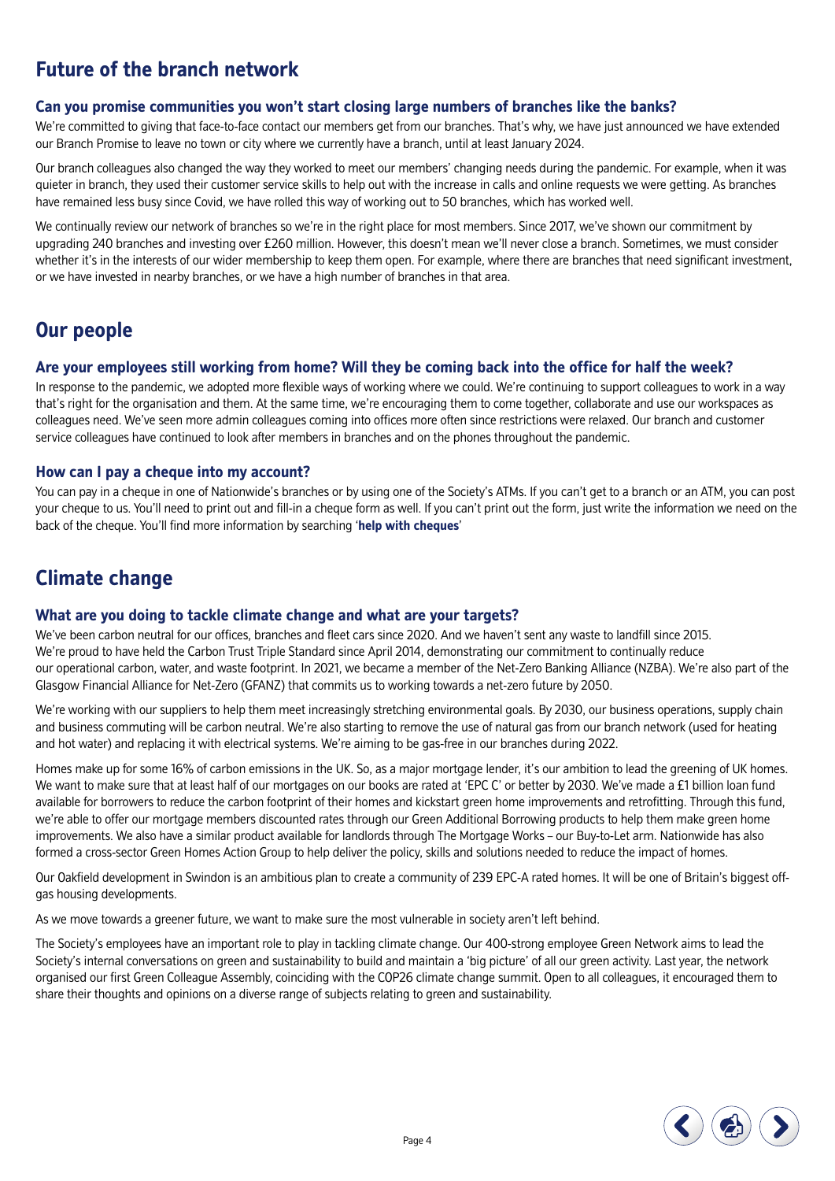## Future of the branch network

### Can you promise communities you won't start closing large numbers of branches like the banks?

We're committed to giving that face-to-face contact our members get from our branches. That's why, we have just announced we have extended our Branch Promise to leave no town or city where we currently have a branch, until at least January 2024.

Our branch colleagues also changed the way they worked to meet our members' changing needs during the pandemic. For example, when it was quieter in branch, they used their customer service skills to help out with the increase in calls and online requests we were getting. As branches have remained less busy since Covid, we have rolled this way of working out to 50 branches, which has worked well.

We continually review our network of branches so we're in the right place for most members. Since 2017, we've shown our commitment by upgrading 240 branches and investing over £260 million. However, this doesn't mean we'll never close a branch. Sometimes, we must consider whether it's in the interests of our wider membership to keep them open. For example, where there are branches that need significant investment, or we have invested in nearby branches, or we have a high number of branches in that area.

## Our people

### Are your employees still working from home? Will they be coming back into the office for half the week?

In response to the pandemic, we adopted more flexible ways of working where we could. We're continuing to support colleagues to work in a way that's right for the organisation and them. At the same time, we're encouraging them to come together, collaborate and use our workspaces as colleagues need. We've seen more admin colleagues coming into offices more often since restrictions were relaxed. Our branch and customer service colleagues have continued to look after members in branches and on the phones throughout the pandemic.

### How can I pay a cheque into my account?

You can pay in a cheque in one of Nationwide's branches or by using one of the Society's ATMs. If you can't get to a branch or an ATM, you can post your cheque to us. You'll need to print out and fill-in a cheque form as well. If you can't print out the form, just write the information we need on the back of the cheque. You'll find more information by searching '**help with cheques**'

## Climate change

### What are you doing to tackle climate change and what are your targets?

We've been carbon neutral for our offices, branches and fleet cars since 2020. And we haven't sent any waste to landfill since 2015. We're proud to have held the Carbon Trust Triple Standard since April 2014, demonstrating our commitment to continually reduce our operational carbon, water, and waste footprint. In 2021, we became a member of the Net-Zero Banking Alliance (NZBA). We're also part of the Glasgow Financial Alliance for Net-Zero (GFANZ) that commits us to working towards a net-zero future by 2050.

We're working with our suppliers to help them meet increasingly stretching environmental goals. By 2030, our business operations, supply chain and business commuting will be carbon neutral. We're also starting to remove the use of natural gas from our branch network (used for heating and hot water) and replacing it with electrical systems. We're aiming to be gas-free in our branches during 2022.

Homes make up for some 16% of carbon emissions in the UK. So, as a major mortgage lender, it's our ambition to lead the greening of UK homes. We want to make sure that at least half of our mortgages on our books are rated at 'EPC C' or better by 2030. We've made a £1 billion loan fund available for borrowers to reduce the carbon footprint of their homes and kickstart green home improvements and retrofitting. Through this fund, we're able to offer our mortgage members discounted rates through our Green Additional Borrowing products to help them make green home improvements. We also have a similar product available for landlords through The Mortgage Works – our Buy-to-Let arm. Nationwide has also formed a cross-sector Green Homes Action Group to help deliver the policy, skills and solutions needed to reduce the impact of homes.

Our Oakfield development in Swindon is an ambitious plan to create a community of 239 EPC-A rated homes. It will be one of Britain's biggest off-gas housing developments.

As we move towards a greener future, we want to make sure the most vulnerable in society aren't left behind.

The Society's employees have an important role to play in tackling climate change. Our 400-strong employee Green Network aims to lead the Society's internal conversations on green and sustainability to build and maintain a 'big picture' of all our green activity. Last year, the network organised our first Green Colleague Assembly, coinciding with the COP26 climate change summit. Open to all colleagues, it encouraged them to share their thoughts and opinions on a diverse range of subjects relating to green and sustainability.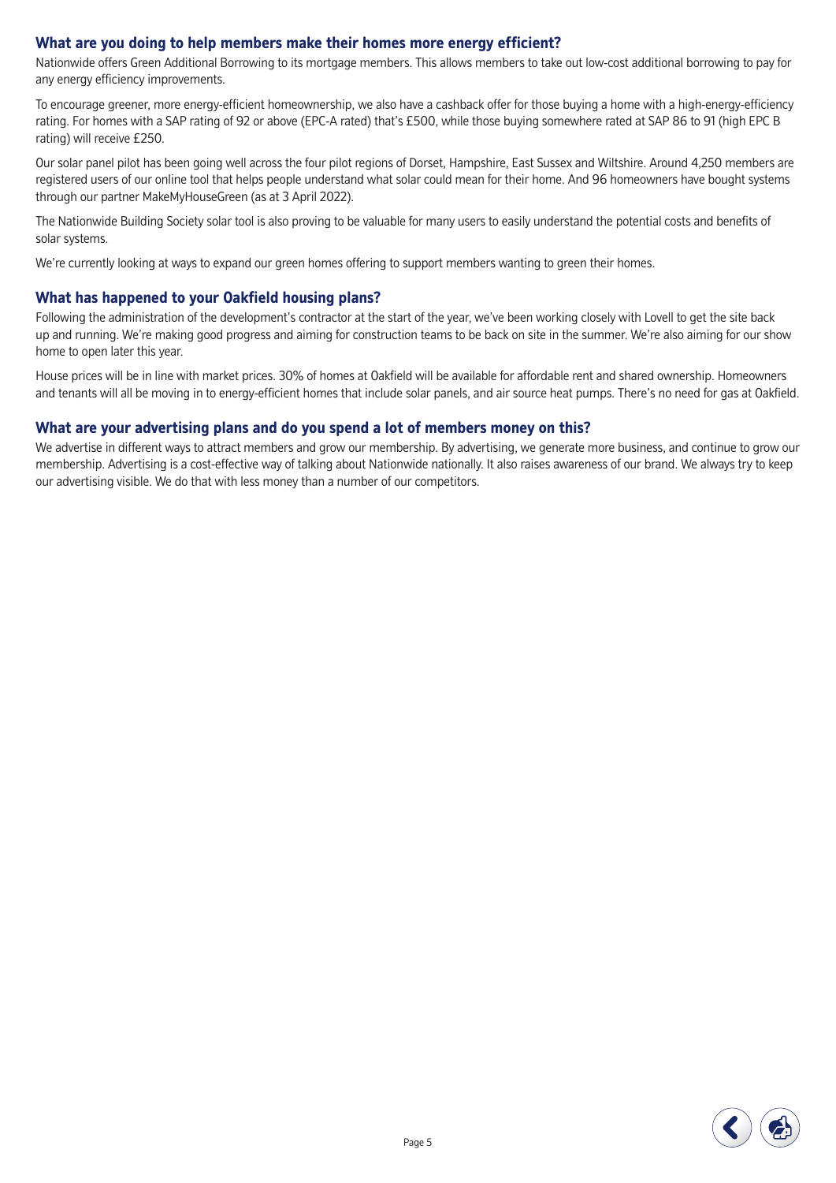## What are you doing to help members make their homes more energy efficient?

Nationwide offers Green Additional Borrowing to its mortgage members. This allows members to take out low-cost additional borrowing to pay for any energy efficiency improvements.

To encourage greener, more energy-efficient homeownership, we also have a cashback offer for those buying a home with a high-energy-efficiency rating. For homes with a SAP rating of 92 or above (EPC-A rated) that's £500, while those buying somewhere rated at SAP 86 to 91 (high EPC B rating) will receive £250.

Our solar panel pilot has been going well across the four pilot regions of Dorset, Hampshire, East Sussex and Wiltshire. Around 4,250 members are registered users of our online tool that helps people understand what solar could mean for their home. And 96 homeowners have bought systems through our partner MakeMyHouseGreen (as at 3 April 2022).

The Nationwide Building Society solar tool is also proving to be valuable for many users to easily understand the potential costs and benefits of solar systems.

We're currently looking at ways to expand our green homes offering to support members wanting to green their homes.

## What has happened to your Oakfield housing plans?

Following the administration of the development's contractor at the start of the year, we've been working closely with Lovell to get the site back up and running. We're making good progress and aiming for construction teams to be back on site in the summer. We're also aiming for our show home to open later this year.

House prices will be in line with market prices. 30% of homes at Oakfield will be available for affordable rent and shared ownership. Homeowners and tenants will all be moving in to energy-efficient homes that include solar panels, and air source heat pumps. There's no need for gas at Oakfield.

## What are your advertising plans and do you spend a lot of members money on this?

We advertise in different ways to attract members and grow our membership. By advertising, we generate more business, and continue to grow our membership. Advertising is a cost-effective way of talking about Nationwide nationally. It also raises awareness of our brand. We always try to keep our advertising visible. We do that with less money than a number of our competitors.